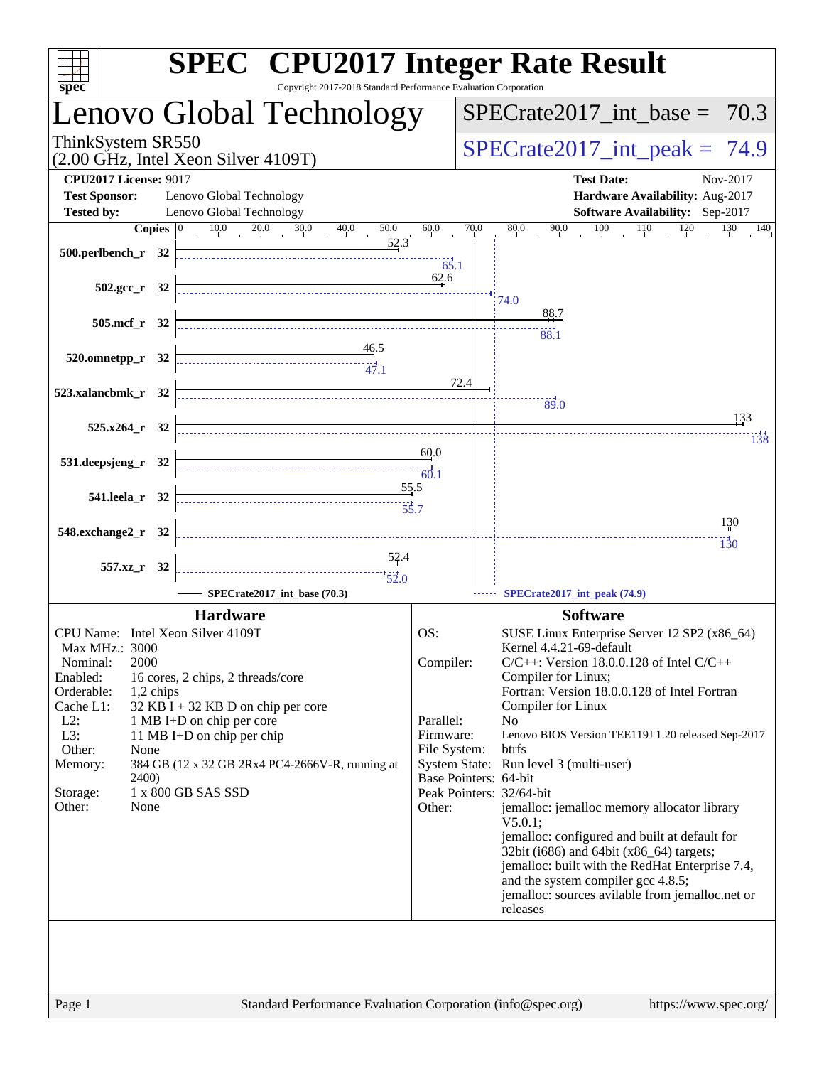# SPEC CPU2017 Integer Rate Result

Copyright 2017-2018 Standard Performance Evaluation Corporation

## Lenovo Global Technology

ThinkSystem SR550
(2.00 GHz, Intel Xeon Silver 4109T)

SPECrate2017_int_base = 70.3

SPECrate2017_int_peak = 74.9

| | | | |
|---|---|---|---|
| **CPU2017 License:** | 9017 | **Test Date:** | Nov-2017 |
| **Test Sponsor:** | Lenovo Global Technology | **Hardware Availability:** | Aug-2017 |
| **Tested by:** | Lenovo Global Technology | **Software Availability:** | Sep-2017 |

| Benchmark | Copies | Base | Peak |
|---|---|---|---|
| 500.perlbench_r | 32 | 52.3 | 65.1 |
| 502.gcc_r | 32 | 62.6 | 74.0 |
| 505.mcf_r | 32 | 88.7 | 88.1 |
| 520.omnetpp_r | 32 | 46.5 | 47.1 |
| 523.xalancbmk_r | 32 | 72.4 | 89.0 |
| 525.x264_r | 32 | 133 | 138 |
| 531.deepsjeng_r | 32 | 60.0 | 60.1 |
| 541.leela_r | 32 | 55.5 | 55.7 |
| 548.exchange2_r | 32 | 130 | 130 |
| 557.xz_r | 32 | 52.4 | 52.0 |

SPECrate2017_int_base (70.3) — SPECrate2017_int_peak (74.9)

### Hardware

| | |
|---|---|
| CPU Name: | Intel Xeon Silver 4109T |
| Max MHz.: | 3000 |
| Nominal: | 2000 |
| Enabled: | 16 cores, 2 chips, 2 threads/core |
| Orderable: | 1,2 chips |
| Cache L1: | 32 KB I + 32 KB D on chip per core |
| L2: | 1 MB I+D on chip per core |
| L3: | 11 MB I+D on chip per chip |
| Other: | None |
| Memory: | 384 GB (12 x 32 GB 2Rx4 PC4-2666V-R, running at 2400) |
| Storage: | 1 x 800 GB SAS SSD |
| Other: | None |

### Software

| | |
|---|---|
| OS: | SUSE Linux Enterprise Server 12 SP2 (x86_64) Kernel 4.4.21-69-default |
| Compiler: | C/C++: Version 18.0.0.128 of Intel C/C++ Compiler for Linux; Fortran: Version 18.0.0.128 of Intel Fortran Compiler for Linux |
| Parallel: | No |
| Firmware: | Lenovo BIOS Version TEE119J 1.20 released Sep-2017 |
| File System: | btrfs |
| System State: | Run level 3 (multi-user) |
| Base Pointers: | 64-bit |
| Peak Pointers: | 32/64-bit |
| Other: | jemalloc: jemalloc memory allocator library V5.0.1; jemalloc: configured and built at default for 32bit (i686) and 64bit (x86_64) targets; jemalloc: built with the RedHat Enterprise 7.4, and the system compiler gcc 4.8.5; jemalloc: sources avilable from jemalloc.net or releases |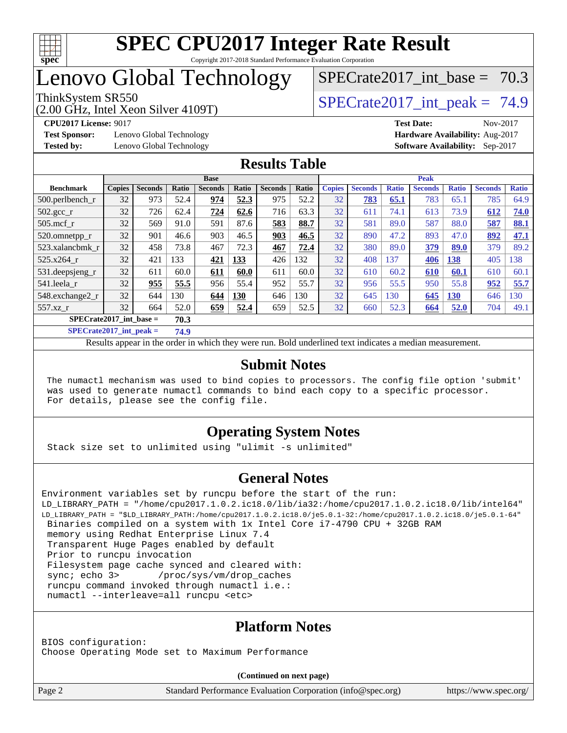# SPEC CPU2017 Integer Rate Result

Copyright 2017-2018 Standard Performance Evaluation Corporation

# Lenovo Global Technology

ThinkSystem SR550
(2.00 GHz, Intel Xeon Silver 4109T)

SPECrate2017_int_base = 70.3

SPECrate2017_int_peak = 74.9

**CPU2017 License:** 9017
**Test Sponsor:** Lenovo Global Technology
**Tested by:** Lenovo Global Technology

**Test Date:** Nov-2017
**Hardware Availability:** Aug-2017
**Software Availability:** Sep-2017

## Results Table

| | Base | | | | | | | Peak | | | | | | |
|---|---|---|---|---|---|---|---|---|---|---|---|---|---|---|
| **Benchmark** | **Copies** | **Seconds** | **Ratio** | **Seconds** | **Ratio** | **Seconds** | **Ratio** | **Copies** | **Seconds** | **Ratio** | **Seconds** | **Ratio** | **Seconds** | **Ratio** |
| 500.perlbench_r | 32 | 973 | 52.4 | **974** | **52.3** | 975 | 52.2 | 32 | **783** | **65.1** | 783 | 65.1 | 785 | 64.9 |
| 502.gcc_r | 32 | 726 | 62.4 | **724** | **62.6** | 716 | 63.3 | 32 | 611 | 74.1 | 613 | 73.9 | **612** | **74.0** |
| 505.mcf_r | 32 | 569 | 91.0 | 591 | 87.6 | **583** | **88.7** | 32 | 581 | 89.0 | 587 | 88.0 | **587** | **88.1** |
| 520.omnetpp_r | 32 | 901 | 46.6 | 903 | 46.5 | **903** | **46.5** | 32 | 890 | 47.2 | 893 | 47.0 | **892** | **47.1** |
| 523.xalancbmk_r | 32 | 458 | 73.8 | 467 | 72.3 | **467** | **72.4** | 32 | 380 | 89.0 | **379** | **89.0** | 379 | 89.2 |
| 525.x264_r | 32 | 421 | 133 | **421** | **133** | 426 | 132 | 32 | 408 | 137 | **406** | **138** | 405 | 138 |
| 531.deepsjeng_r | 32 | 611 | 60.0 | **611** | **60.0** | 611 | 60.0 | 32 | 610 | 60.2 | **610** | **60.1** | 610 | 60.1 |
| 541.leela_r | 32 | **955** | **55.5** | 956 | 55.4 | 952 | 55.7 | 32 | 956 | 55.5 | 950 | 55.8 | **952** | **55.7** |
| 548.exchange2_r | 32 | 644 | 130 | **644** | **130** | 646 | 130 | 32 | 645 | 130 | **645** | **130** | 646 | 130 |
| 557.xz_r | 32 | 664 | 52.0 | **659** | **52.4** | 659 | 52.5 | 32 | 660 | 52.3 | **664** | **52.0** | 704 | 49.1 |

**SPECrate2017_int_base = 70.3**

**SPECrate2017_int_peak = 74.9**

Results appear in the order in which they were run. Bold underlined text indicates a median measurement.

## Submit Notes

```
The numactl mechanism was used to bind copies to processors. The config file option 'submit'
was used to generate numactl commands to bind each copy to a specific processor.
For details, please see the config file.
```

## Operating System Notes

```
Stack size set to unlimited using "ulimit -s unlimited"
```

## General Notes

```
Environment variables set by runcpu before the start of the run:
LD_LIBRARY_PATH = "/home/cpu2017.1.0.2.ic18.0/lib/ia32:/home/cpu2017.1.0.2.ic18.0/lib/intel64"
LD_LIBRARY_PATH = "$LD_LIBRARY_PATH:/home/cpu2017.1.0.2.ic18.0/je5.0.1-32:/home/cpu2017.1.0.2.ic18.0/je5.0.1-64"
 Binaries compiled on a system with 1x Intel Core i7-4790 CPU + 32GB RAM
 memory using Redhat Enterprise Linux 7.4
 Transparent Huge Pages enabled by default
 Prior to runcpu invocation
 Filesystem page cache synced and cleared with:
 sync; echo 3>       /proc/sys/vm/drop_caches
 runcpu command invoked through numactl i.e.:
 numactl --interleave=all runcpu <etc>
```

## Platform Notes

```
BIOS configuration:
Choose Operating Mode set to Maximum Performance
```

**(Continued on next page)**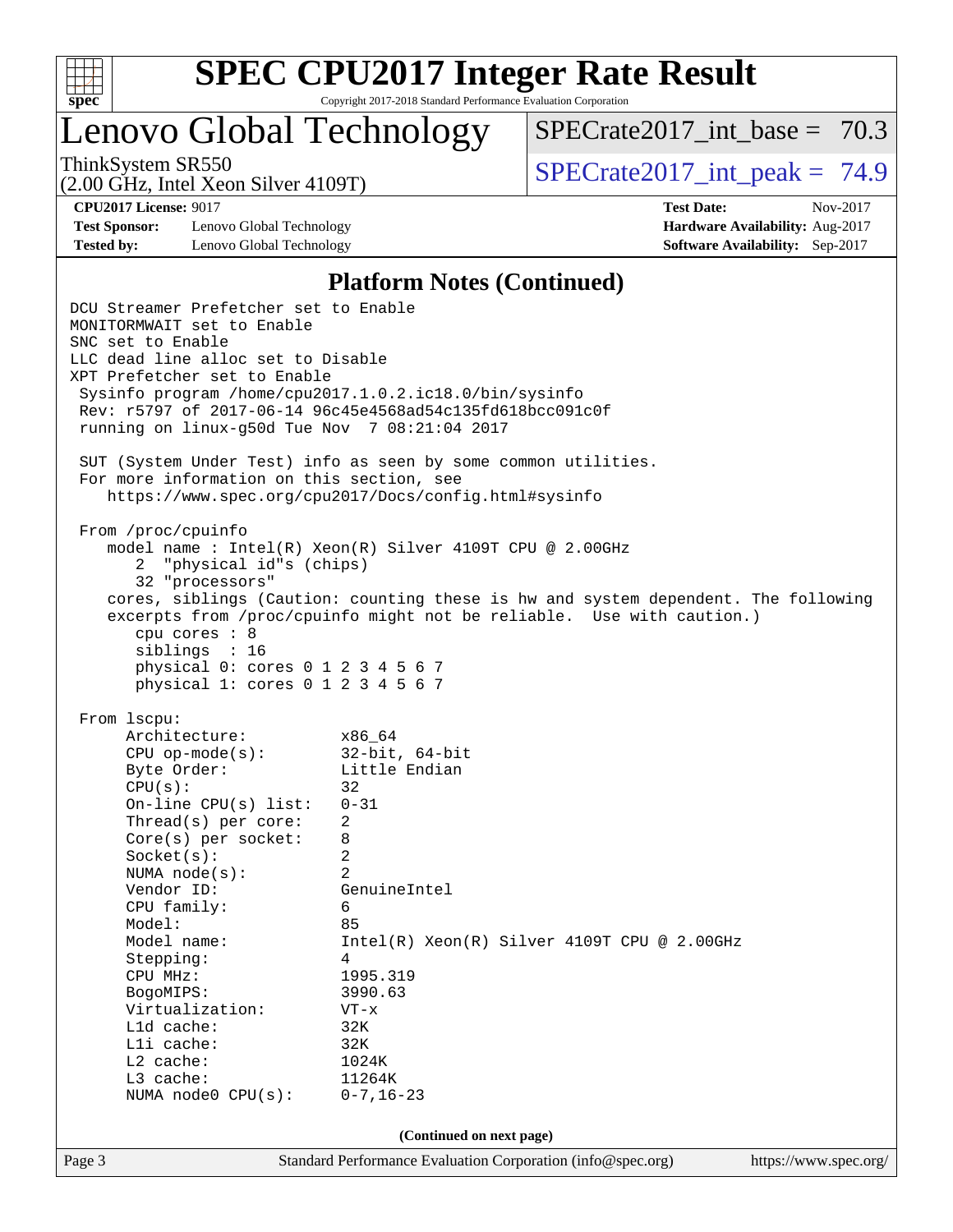# SPEC CPU2017 Integer Rate Result

Copyright 2017-2018 Standard Performance Evaluation Corporation

## Lenovo Global Technology

ThinkSystem SR550
(2.00 GHz, Intel Xeon Silver 4109T)

SPECrate2017_int_base = 70.3

SPECrate2017_int_peak = 74.9

**CPU2017 License:** 9017
**Test Sponsor:** Lenovo Global Technology
**Tested by:** Lenovo Global Technology

**Test Date:** Nov-2017
**Hardware Availability:** Aug-2017
**Software Availability:** Sep-2017

### Platform Notes (Continued)

```
DCU Streamer Prefetcher set to Enable
MONITORMWAIT set to Enable
SNC set to Enable
LLC dead line alloc set to Disable
XPT Prefetcher set to Enable
 Sysinfo program /home/cpu2017.1.0.2.ic18.0/bin/sysinfo
 Rev: r5797 of 2017-06-14 96c45e4568ad54c135fd618bcc091c0f
 running on linux-g50d Tue Nov  7 08:21:04 2017

 SUT (System Under Test) info as seen by some common utilities.
 For more information on this section, see
    https://www.spec.org/cpu2017/Docs/config.html#sysinfo

 From /proc/cpuinfo
    model name : Intel(R) Xeon(R) Silver 4109T CPU @ 2.00GHz
       2  "physical id"s (chips)
       32 "processors"
    cores, siblings (Caution: counting these is hw and system dependent. The following
    excerpts from /proc/cpuinfo might not be reliable.  Use with caution.)
       cpu cores : 8
       siblings  : 16
       physical 0: cores 0 1 2 3 4 5 6 7
       physical 1: cores 0 1 2 3 4 5 6 7

 From lscpu:
      Architecture:          x86_64
      CPU op-mode(s):        32-bit, 64-bit
      Byte Order:            Little Endian
      CPU(s):                32
      On-line CPU(s) list:   0-31
      Thread(s) per core:    2
      Core(s) per socket:    8
      Socket(s):             2
      NUMA node(s):          2
      Vendor ID:             GenuineIntel
      CPU family:            6
      Model:                 85
      Model name:            Intel(R) Xeon(R) Silver 4109T CPU @ 2.00GHz
      Stepping:              4
      CPU MHz:               1995.319
      BogoMIPS:              3990.63
      Virtualization:        VT-x
      L1d cache:             32K
      L1i cache:             32K
      L2 cache:              1024K
      L3 cache:              11264K
      NUMA node0 CPU(s):     0-7,16-23
```

(Continued on next page)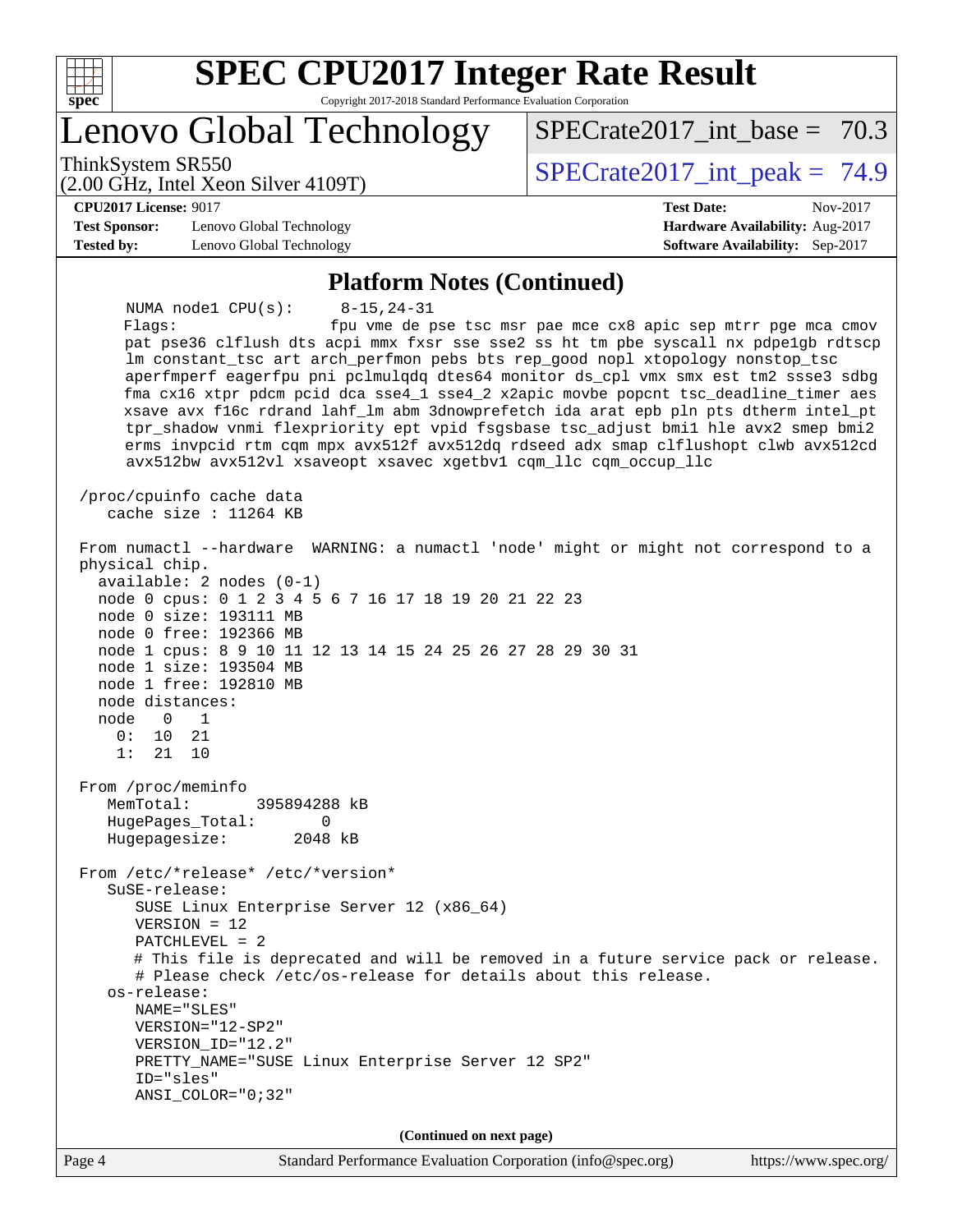# SPEC CPU2017 Integer Rate Result

Copyright 2017-2018 Standard Performance Evaluation Corporation

# Lenovo Global Technology

ThinkSystem SR550
(2.00 GHz, Intel Xeon Silver 4109T)

SPECrate2017_int_base = 70.3

SPECrate2017_int_peak = 74.9

**CPU2017 License:** 9017
**Test Sponsor:** Lenovo Global Technology
**Tested by:** Lenovo Global Technology

**Test Date:** Nov-2017
**Hardware Availability:** Aug-2017
**Software Availability:** Sep-2017

## Platform Notes (Continued)

```
     NUMA node1 CPU(s):     8-15,24-31
     Flags:                 fpu vme de pse tsc msr pae mce cx8 apic sep mtrr pge mca cmov
     pat pse36 clflush dts acpi mmx fxsr sse sse2 ss ht tm pbe syscall nx pdpe1gb rdtscp
     lm constant_tsc art arch_perfmon pebs bts rep_good nopl xtopology nonstop_tsc
     aperfmperf eagerfpu pni pclmulqdq dtes64 monitor ds_cpl vmx smx est tm2 ssse3 sdbg
     fma cx16 xtpr pdcm pcid dca sse4_1 sse4_2 x2apic movbe popcnt tsc_deadline_timer aes
     xsave avx f16c rdrand lahf_lm abm 3dnowprefetch ida arat epb pln pts dtherm intel_pt
     tpr_shadow vnmi flexpriority ept vpid fsgsbase tsc_adjust bmi1 hle avx2 smep bmi2
     erms invpcid rtm cqm mpx avx512f avx512dq rdseed adx smap clflushopt clwb avx512cd
     avx512bw avx512vl xsaveopt xsavec xgetbv1 cqm_llc cqm_occup_llc

 /proc/cpuinfo cache data
    cache size : 11264 KB

 From numactl --hardware  WARNING: a numactl 'node' might or might not correspond to a
 physical chip.
   available: 2 nodes (0-1)
   node 0 cpus: 0 1 2 3 4 5 6 7 16 17 18 19 20 21 22 23
   node 0 size: 193111 MB
   node 0 free: 192366 MB
   node 1 cpus: 8 9 10 11 12 13 14 15 24 25 26 27 28 29 30 31
   node 1 size: 193504 MB
   node 1 free: 192810 MB
   node distances:
   node   0   1
     0:  10  21
     1:  21  10

 From /proc/meminfo
    MemTotal:       395894288 kB
    HugePages_Total:       0
    Hugepagesize:       2048 kB

 From /etc/*release* /etc/*version*
    SuSE-release:
       SUSE Linux Enterprise Server 12 (x86_64)
       VERSION = 12
       PATCHLEVEL = 2
       # This file is deprecated and will be removed in a future service pack or release.
       # Please check /etc/os-release for details about this release.
    os-release:
       NAME="SLES"
       VERSION="12-SP2"
       VERSION_ID="12.2"
       PRETTY_NAME="SUSE Linux Enterprise Server 12 SP2"
       ID="sles"
       ANSI_COLOR="0;32"
```

(Continued on next page)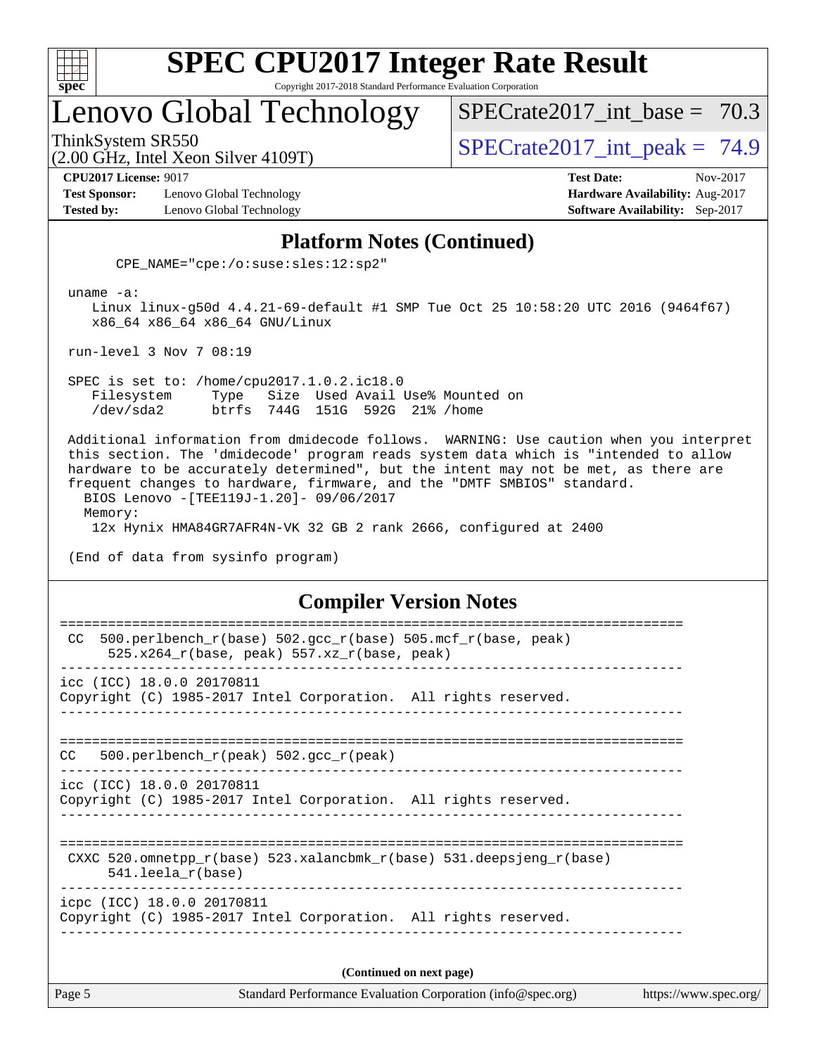## Platform Notes (Continued)

```
      CPE_NAME="cpe:/o:suse:sles:12:sp2"

 uname -a:
    Linux linux-g50d 4.4.21-69-default #1 SMP Tue Oct 25 10:58:20 UTC 2016 (9464f67)
    x86_64 x86_64 x86_64 GNU/Linux

 run-level 3 Nov 7 08:19

 SPEC is set to: /home/cpu2017.1.0.2.ic18.0
    Filesystem     Type   Size  Used Avail Use% Mounted on
    /dev/sda2      btrfs  744G  151G  592G  21% /home

 Additional information from dmidecode follows.  WARNING: Use caution when you interpret
 this section. The 'dmidecode' program reads system data which is "intended to allow
 hardware to be accurately determined", but the intent may not be met, as there are
 frequent changes to hardware, firmware, and the "DMTF SMBIOS" standard.
   BIOS Lenovo -[TEE119J-1.20]- 09/06/2017
   Memory:
    12x Hynix HMA84GR7AFR4N-VK 32 GB 2 rank 2666, configured at 2400

 (End of data from sysinfo program)
```

## Compiler Version Notes

```
==============================================================================
 CC  500.perlbench_r(base) 502.gcc_r(base) 505.mcf_r(base, peak)
      525.x264_r(base, peak) 557.xz_r(base, peak)
------------------------------------------------------------------------------
icc (ICC) 18.0.0 20170811
Copyright (C) 1985-2017 Intel Corporation.  All rights reserved.
------------------------------------------------------------------------------

==============================================================================
CC   500.perlbench_r(peak) 502.gcc_r(peak)
------------------------------------------------------------------------------
icc (ICC) 18.0.0 20170811
Copyright (C) 1985-2017 Intel Corporation.  All rights reserved.
------------------------------------------------------------------------------

==============================================================================
 CXXC 520.omnetpp_r(base) 523.xalancbmk_r(base) 531.deepsjeng_r(base)
      541.leela_r(base)
------------------------------------------------------------------------------
icpc (ICC) 18.0.0 20170811
Copyright (C) 1985-2017 Intel Corporation.  All rights reserved.
------------------------------------------------------------------------------
```

**(Continued on next page)**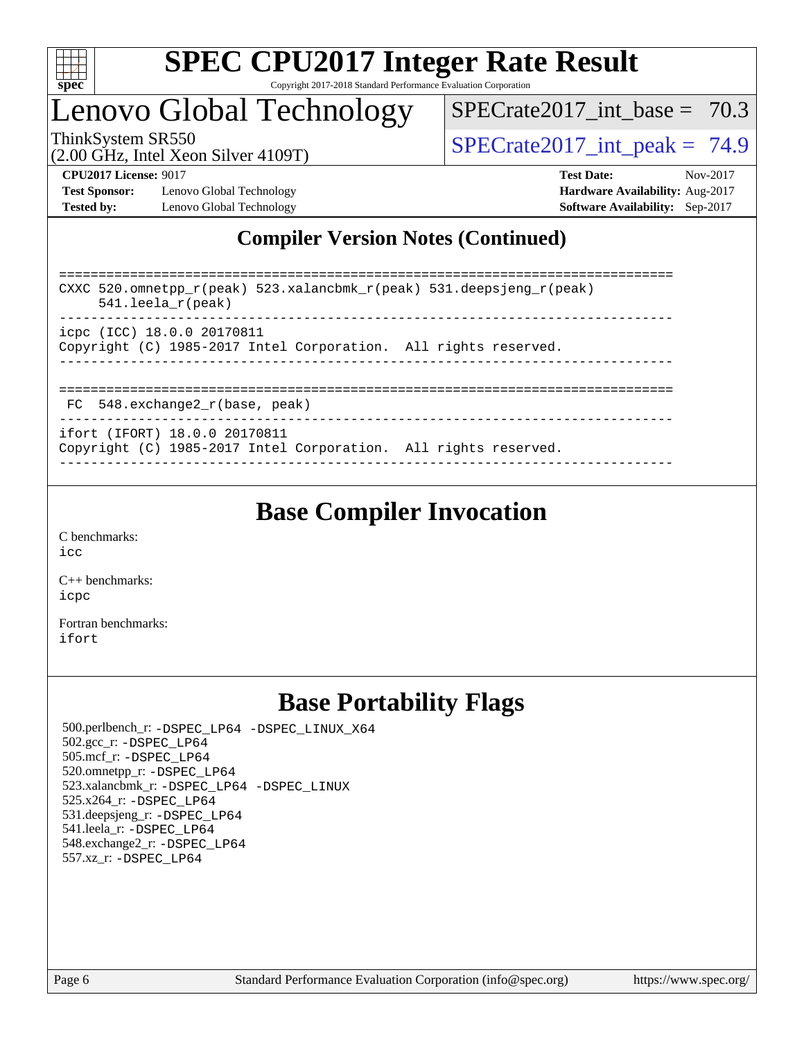# SPEC CPU2017 Integer Rate Result

Copyright 2017-2018 Standard Performance Evaluation Corporation

# Lenovo Global Technology

ThinkSystem SR550
(2.00 GHz, Intel Xeon Silver 4109T)

SPECrate2017_int_base = 70.3

SPECrate2017_int_peak = 74.9

**CPU2017 License:** 9017
**Test Sponsor:** Lenovo Global Technology
**Tested by:** Lenovo Global Technology

**Test Date:** Nov-2017
**Hardware Availability:** Aug-2017
**Software Availability:** Sep-2017

## Compiler Version Notes (Continued)

```
==============================================================================
CXXC 520.omnetpp_r(peak) 523.xalancbmk_r(peak) 531.deepsjeng_r(peak)
     541.leela_r(peak)
------------------------------------------------------------------------------
icpc (ICC) 18.0.0 20170811
Copyright (C) 1985-2017 Intel Corporation.  All rights reserved.
------------------------------------------------------------------------------

==============================================================================
 FC  548.exchange2_r(base, peak)
------------------------------------------------------------------------------
ifort (IFORT) 18.0.0 20170811
Copyright (C) 1985-2017 Intel Corporation.  All rights reserved.
------------------------------------------------------------------------------
```

## Base Compiler Invocation

C benchmarks:
icc

C++ benchmarks:
icpc

Fortran benchmarks:
ifort

## Base Portability Flags

500.perlbench_r: -DSPEC_LP64 -DSPEC_LINUX_X64
502.gcc_r: -DSPEC_LP64
505.mcf_r: -DSPEC_LP64
520.omnetpp_r: -DSPEC_LP64
523.xalancbmk_r: -DSPEC_LP64 -DSPEC_LINUX
525.x264_r: -DSPEC_LP64
531.deepsjeng_r: -DSPEC_LP64
541.leela_r: -DSPEC_LP64
548.exchange2_r: -DSPEC_LP64
557.xz_r: -DSPEC_LP64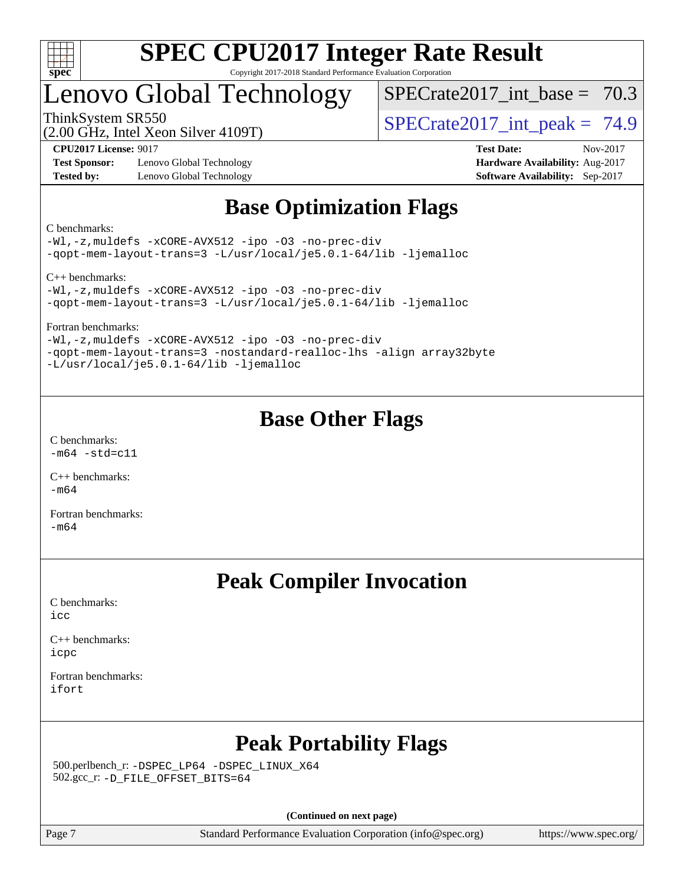# SPEC CPU2017 Integer Rate Result

Copyright 2017-2018 Standard Performance Evaluation Corporation

## Lenovo Global Technology

ThinkSystem SR550
(2.00 GHz, Intel Xeon Silver 4109T)

SPECrate2017_int_base = 70.3

SPECrate2017_int_peak = 74.9

**CPU2017 License:** 9017
**Test Sponsor:** Lenovo Global Technology
**Tested by:** Lenovo Global Technology

**Test Date:** Nov-2017
**Hardware Availability:** Aug-2017
**Software Availability:** Sep-2017

## Base Optimization Flags

C benchmarks:

```
-Wl,-z,muldefs -xCORE-AVX512 -ipo -O3 -no-prec-div
-qopt-mem-layout-trans=3 -L/usr/local/je5.0.1-64/lib -ljemalloc
```

C++ benchmarks:

```
-Wl,-z,muldefs -xCORE-AVX512 -ipo -O3 -no-prec-div
-qopt-mem-layout-trans=3 -L/usr/local/je5.0.1-64/lib -ljemalloc
```

Fortran benchmarks:

```
-Wl,-z,muldefs -xCORE-AVX512 -ipo -O3 -no-prec-div
-qopt-mem-layout-trans=3 -nostandard-realloc-lhs -align array32byte
-L/usr/local/je5.0.1-64/lib -ljemalloc
```

## Base Other Flags

C benchmarks:

```
-m64 -std=c11
```

C++ benchmarks:

```
-m64
```

Fortran benchmarks:

```
-m64
```

## Peak Compiler Invocation

C benchmarks:

```
icc
```

C++ benchmarks:

```
icpc
```

Fortran benchmarks:

```
ifort
```

## Peak Portability Flags

500.perlbench_r: `-DSPEC_LP64 -DSPEC_LINUX_X64`
502.gcc_r: `-D_FILE_OFFSET_BITS=64`

**(Continued on next page)**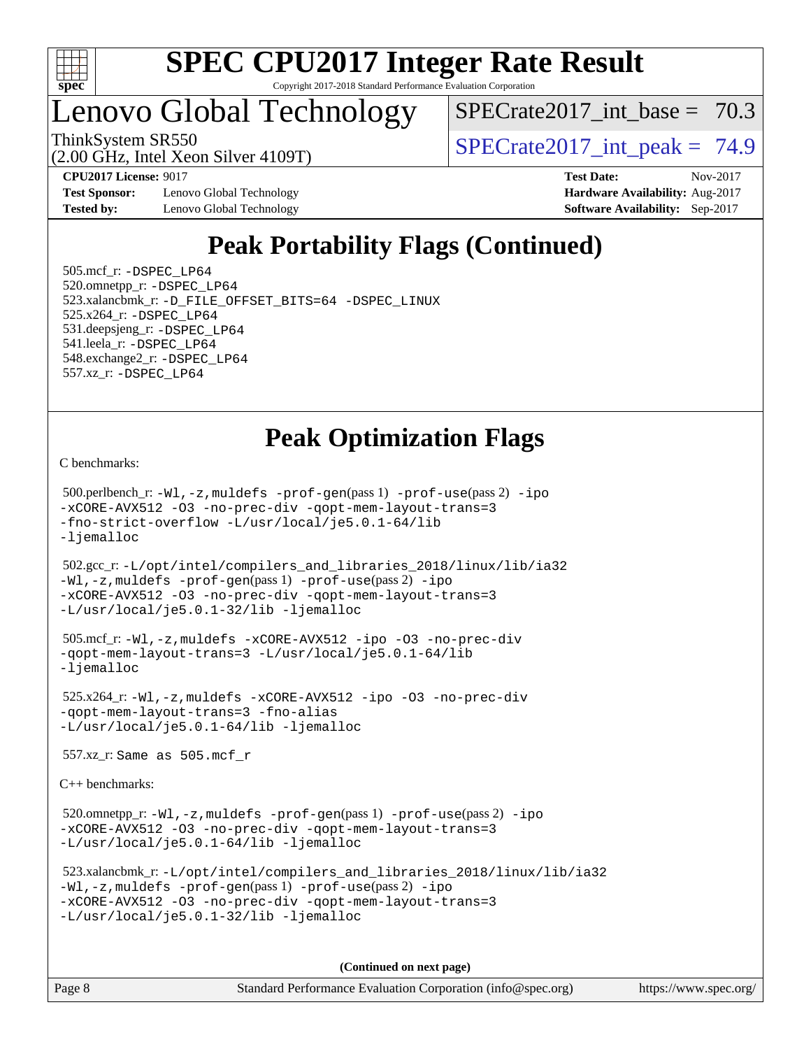# SPEC CPU2017 Integer Rate Result

Copyright 2017-2018 Standard Performance Evaluation Corporation

# Lenovo Global Technology

ThinkSystem SR550
(2.00 GHz, Intel Xeon Silver 4109T)

SPECrate2017_int_base = 70.3

SPECrate2017_int_peak = 74.9

**CPU2017 License:** 9017
**Test Sponsor:** Lenovo Global Technology
**Tested by:** Lenovo Global Technology

**Test Date:** Nov-2017
**Hardware Availability:** Aug-2017
**Software Availability:** Sep-2017

## Peak Portability Flags (Continued)

505.mcf_r: -DSPEC_LP64
520.omnetpp_r: -DSPEC_LP64
523.xalancbmk_r: -D_FILE_OFFSET_BITS=64 -DSPEC_LINUX
525.x264_r: -DSPEC_LP64
531.deepsjeng_r: -DSPEC_LP64
541.leela_r: -DSPEC_LP64
548.exchange2_r: -DSPEC_LP64
557.xz_r: -DSPEC_LP64

## Peak Optimization Flags

C benchmarks:

500.perlbench_r: -Wl,-z,muldefs -prof-gen(pass 1) -prof-use(pass 2) -ipo -xCORE-AVX512 -O3 -no-prec-div -qopt-mem-layout-trans=3 -fno-strict-overflow -L/usr/local/je5.0.1-64/lib -ljemalloc

502.gcc_r: -L/opt/intel/compilers_and_libraries_2018/linux/lib/ia32 -Wl,-z,muldefs -prof-gen(pass 1) -prof-use(pass 2) -ipo -xCORE-AVX512 -O3 -no-prec-div -qopt-mem-layout-trans=3 -L/usr/local/je5.0.1-32/lib -ljemalloc

505.mcf_r: -Wl,-z,muldefs -xCORE-AVX512 -ipo -O3 -no-prec-div -qopt-mem-layout-trans=3 -L/usr/local/je5.0.1-64/lib -ljemalloc

525.x264_r: -Wl,-z,muldefs -xCORE-AVX512 -ipo -O3 -no-prec-div -qopt-mem-layout-trans=3 -fno-alias -L/usr/local/je5.0.1-64/lib -ljemalloc

557.xz_r: Same as 505.mcf_r

C++ benchmarks:

520.omnetpp_r: -Wl,-z,muldefs -prof-gen(pass 1) -prof-use(pass 2) -ipo -xCORE-AVX512 -O3 -no-prec-div -qopt-mem-layout-trans=3 -L/usr/local/je5.0.1-64/lib -ljemalloc

523.xalancbmk_r: -L/opt/intel/compilers_and_libraries_2018/linux/lib/ia32 -Wl,-z,muldefs -prof-gen(pass 1) -prof-use(pass 2) -ipo -xCORE-AVX512 -O3 -no-prec-div -qopt-mem-layout-trans=3 -L/usr/local/je5.0.1-32/lib -ljemalloc

**(Continued on next page)**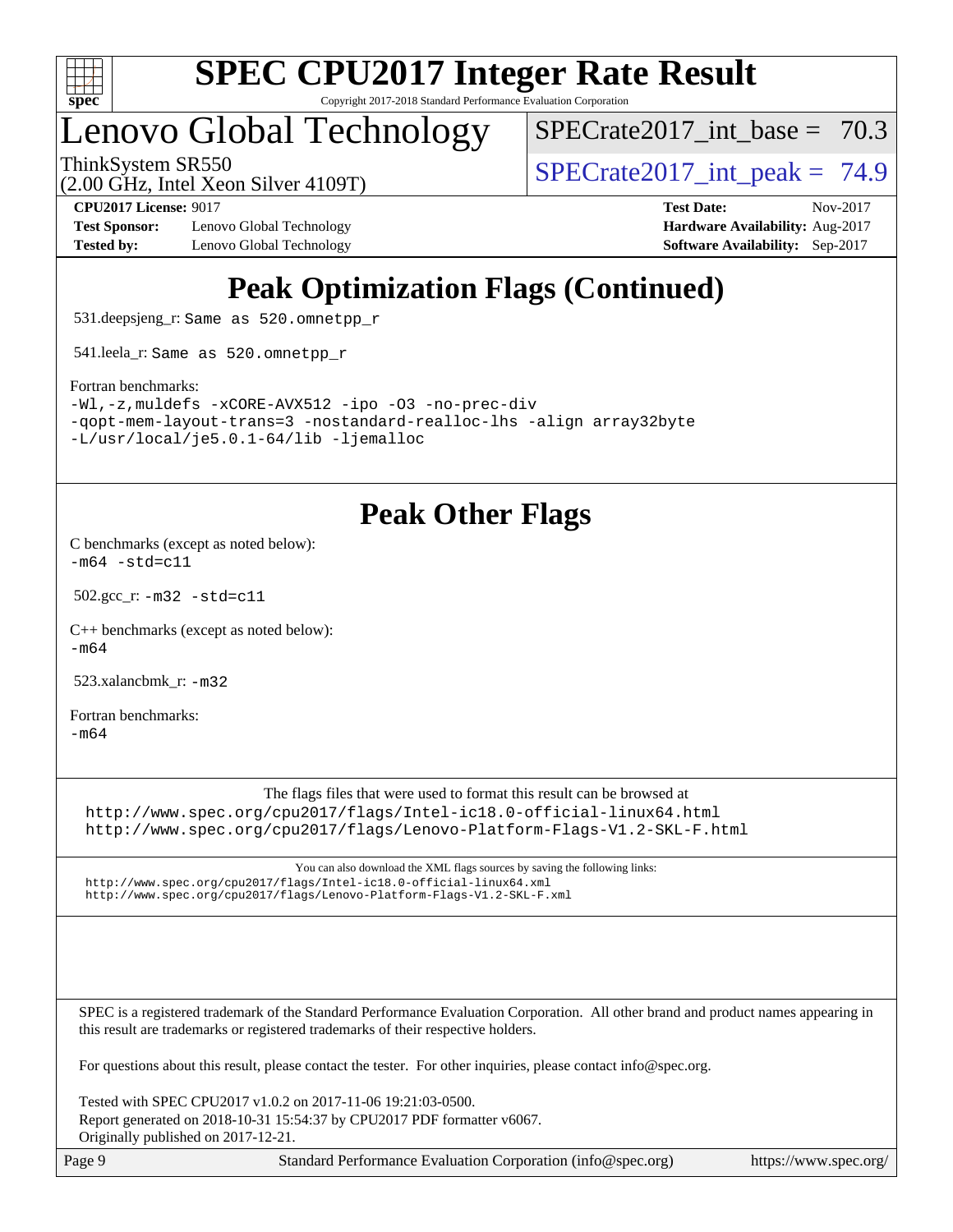# Peak Optimization Flags (Continued)

531.deepsjeng_r: `Same as 520.omnetpp_r`

541.leela_r: `Same as 520.omnetpp_r`

Fortran benchmarks:

```
-Wl,-z,muldefs -xCORE-AVX512 -ipo -O3 -no-prec-div
-qopt-mem-layout-trans=3 -nostandard-realloc-lhs -align array32byte
-L/usr/local/je5.0.1-64/lib -ljemalloc
```

# Peak Other Flags

C benchmarks (except as noted below):
`-m64 -std=c11`

502.gcc_r: `-m32 -std=c11`

C++ benchmarks (except as noted below):
`-m64`

523.xalancbmk_r: `-m32`

Fortran benchmarks:
`-m64`

The flags files that were used to format this result can be browsed at
http://www.spec.org/cpu2017/flags/Intel-ic18.0-official-linux64.html
http://www.spec.org/cpu2017/flags/Lenovo-Platform-Flags-V1.2-SKL-F.html

You can also download the XML flags sources by saving the following links:
http://www.spec.org/cpu2017/flags/Intel-ic18.0-official-linux64.xml
http://www.spec.org/cpu2017/flags/Lenovo-Platform-Flags-V1.2-SKL-F.xml

SPEC is a registered trademark of the Standard Performance Evaluation Corporation. All other brand and product names appearing in this result are trademarks or registered trademarks of their respective holders.

For questions about this result, please contact the tester. For other inquiries, please contact info@spec.org.

Tested with SPEC CPU2017 v1.0.2 on 2017-11-06 19:21:03-0500.
Report generated on 2018-10-31 15:54:37 by CPU2017 PDF formatter v6067.
Originally published on 2017-12-21.